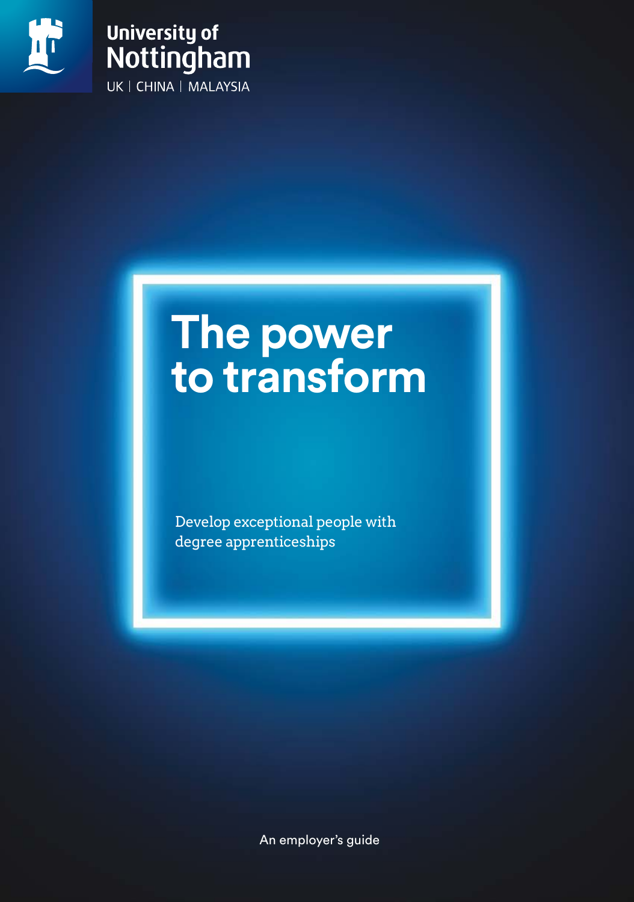University of Nottingham

UK | CHINA | MALAYSIA

# The power to transform

Develop exceptional people with degree apprenticeships

An employer's guide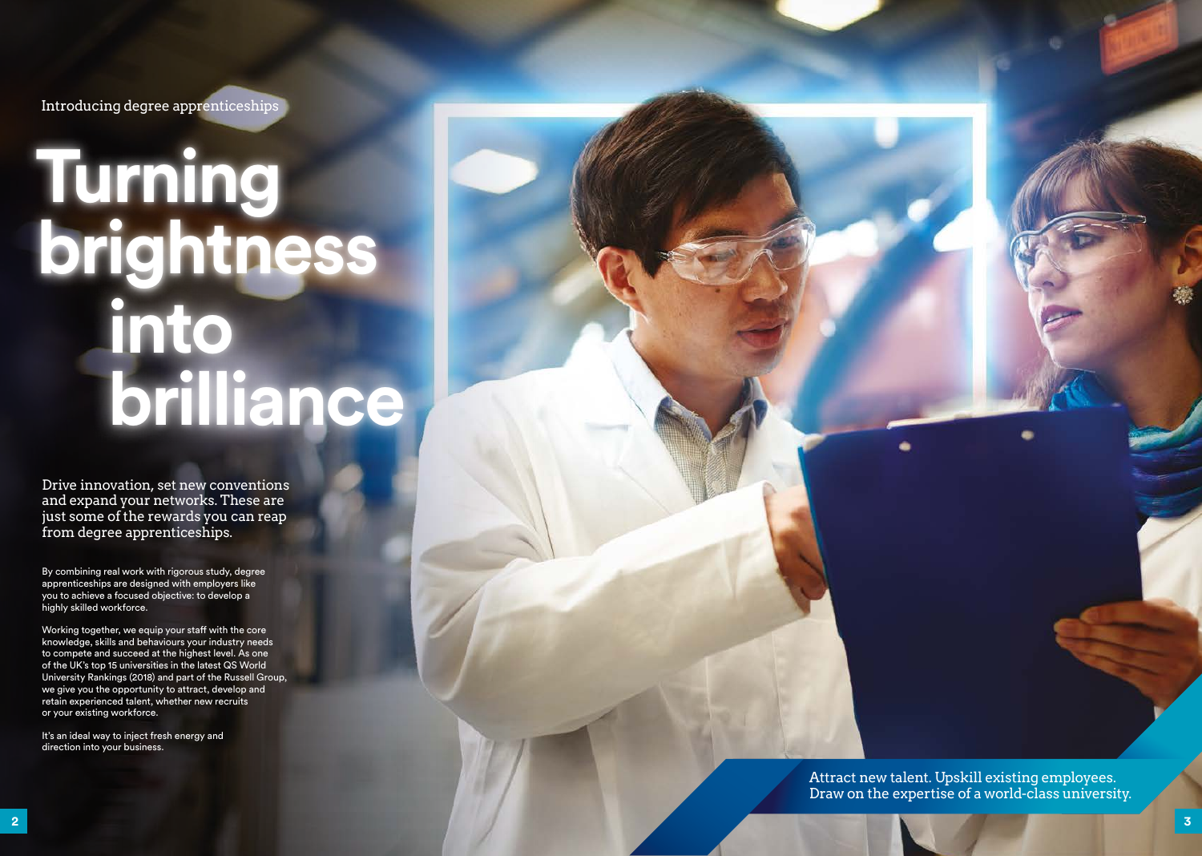Introducing degree apprenticeships

# Turning brightness into brilliance

Drive innovation, set new conventions and expand your networks. These are just some of the rewards you can reap from degree apprenticeships.

By combining real work with rigorous study, degree apprenticeships are designed with employers like you to achieve a focused objective: to develop a highly skilled workforce.

Working together, we equip your staff with the core knowledge, skills and behaviours your industry needs to compete and succeed at the highest level. As one of the UK's top 15 universities in the latest QS World University Rankings (2018) and part of the Russell Group, we give you the opportunity to attract, develop and retain experienced talent, whether new recruits or your existing workforce.

It's an ideal way to inject fresh energy and direction into your business.

Attract new talent. Upskill existing employees. Draw on the expertise of a world-class university.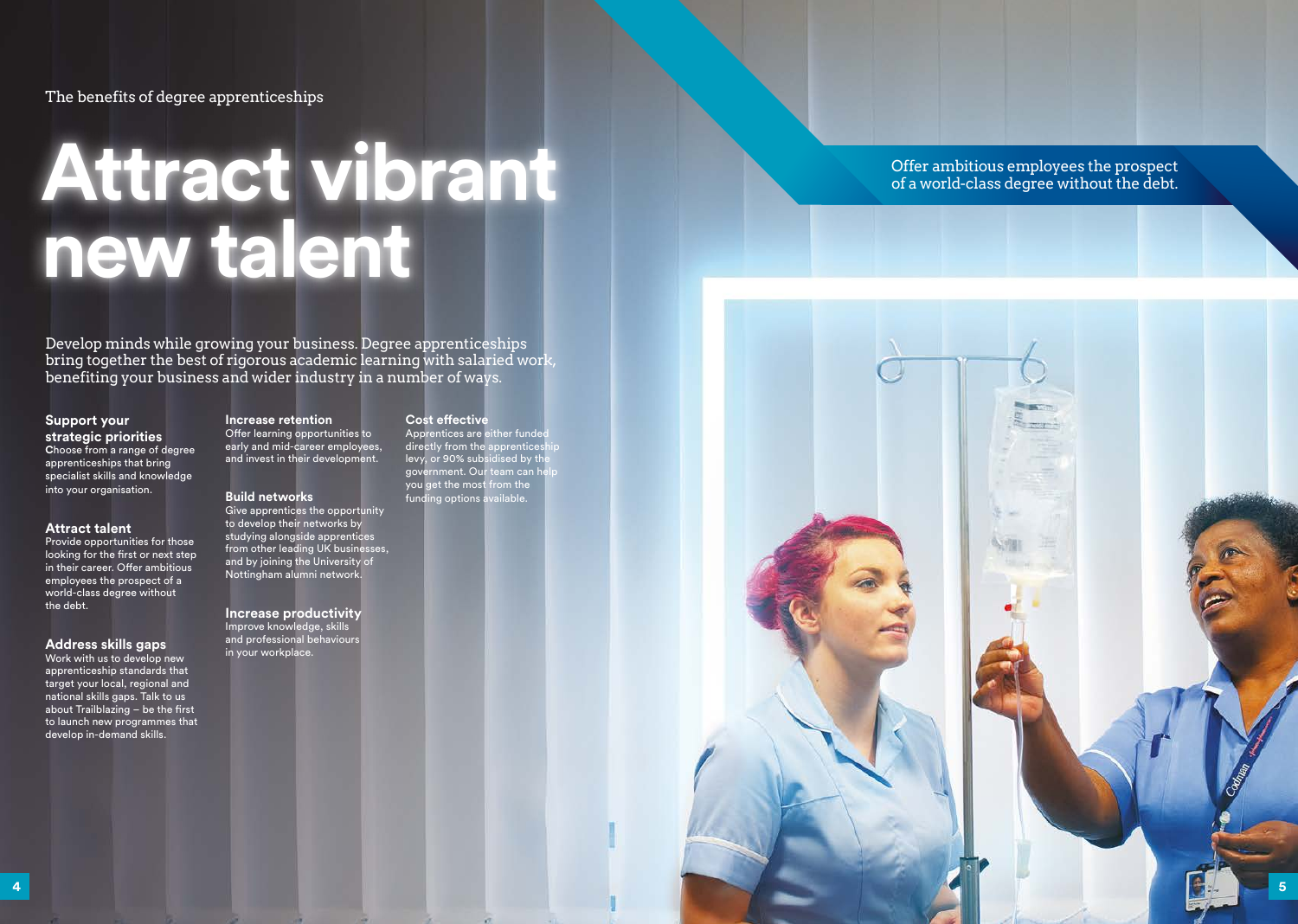The benefits of degree apprenticeships

# Attract vibrant new talent

Develop minds while growing your business. Degree apprenticeships bring together the best of rigorous academic learning with salaried work, benefiting your business and wider industry in a number of ways.

### Support your strategic priorities

Choose from a range of degree apprenticeships that bring specialist skills and knowledge into your organisation.

### Attract talent

Provide opportunities for those looking for the first or next step in their career. Offer ambitious employees the prospect of a world-class degree without the debt.

### Address skills gaps

Work with us to develop new apprenticeship standards that target your local, regional and national skills gaps. Talk to us about Trailblazing – be the first to launch new programmes that develop in-demand skills.

### Increase retention

Offer learning opportunities to early and mid-career employees, and invest in their development.

### Build networks

Give apprentices the opportunity to develop their networks by studying alongside apprentices from other leading UK businesses, and by joining the University of Nottingham alumni network.

### Increase productivity

Improve knowledge, skills and professional behaviours in your workplace.

### Cost effective

Apprentices are either funded directly from the apprenticeship levy, or 90% subsidised by the government. Our team can help you get the most from the funding options available.

Offer ambitious employees the prospect of a world-class degree without the debt.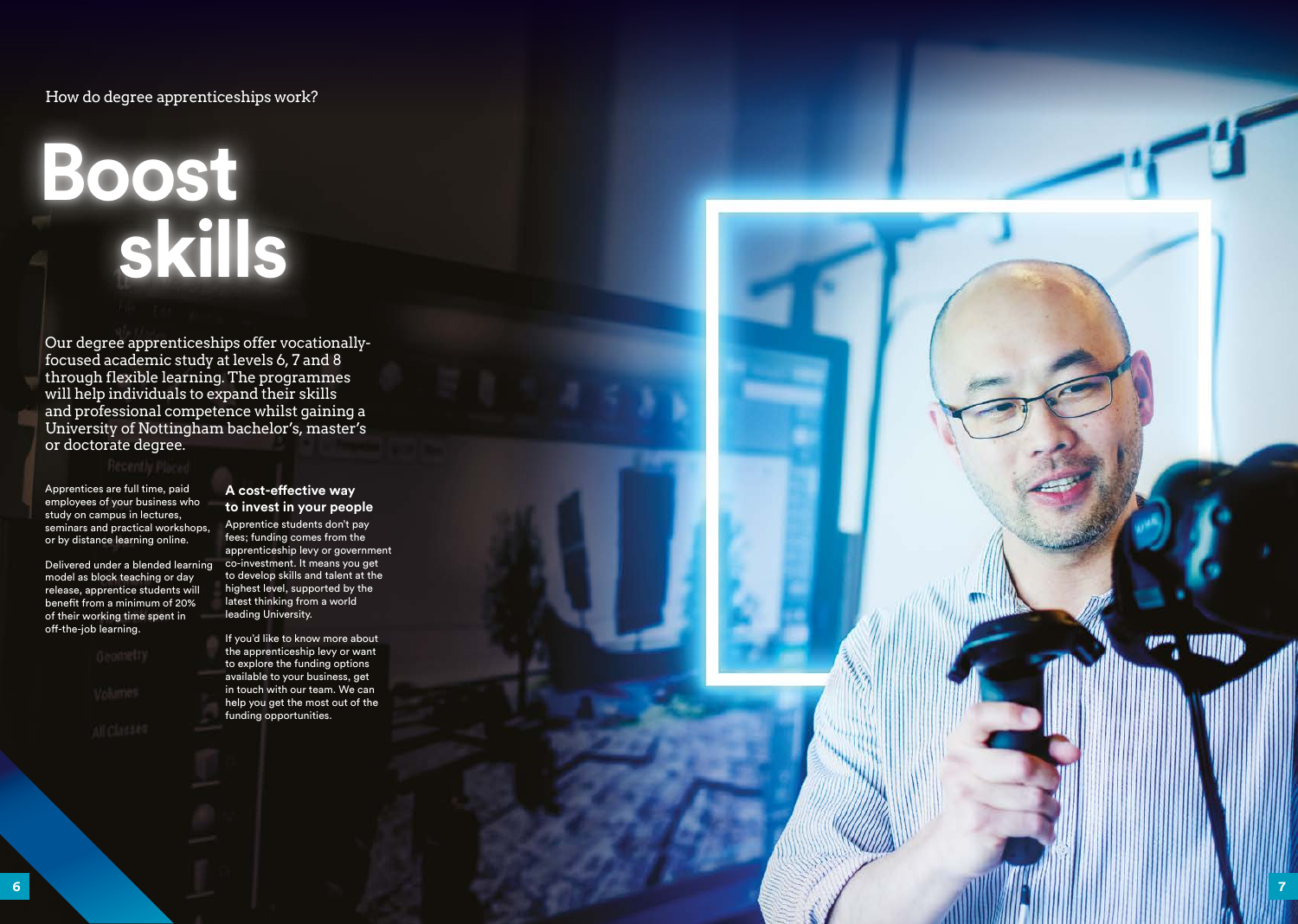How do degree apprenticeships work?

# Boost skills

Our degree apprenticeships offer vocationally-focused academic study at levels 6, 7 and 8 through flexible learning. The programmes will help individuals to expand their skills and professional competence whilst gaining a University of Nottingham bachelor's, master's or doctorate degree.

Apprentices are full time, paid employees of your business who study on campus in lectures, seminars and practical workshops, or by distance learning online.

Delivered under a blended learning model as block teaching or day release, apprentice students will benefit from a minimum of 20% of their working time spent in off-the-job learning.

### A cost-effective way to invest in your people

Apprentice students don't pay fees; funding comes from the apprenticeship levy or government co-investment. It means you get to develop skills and talent at the highest level, supported by the latest thinking from a world leading University.

If you'd like to know more about the apprenticeship levy or want to explore the funding options available to your business, get in touch with our team. We can help you get the most out of the funding opportunities.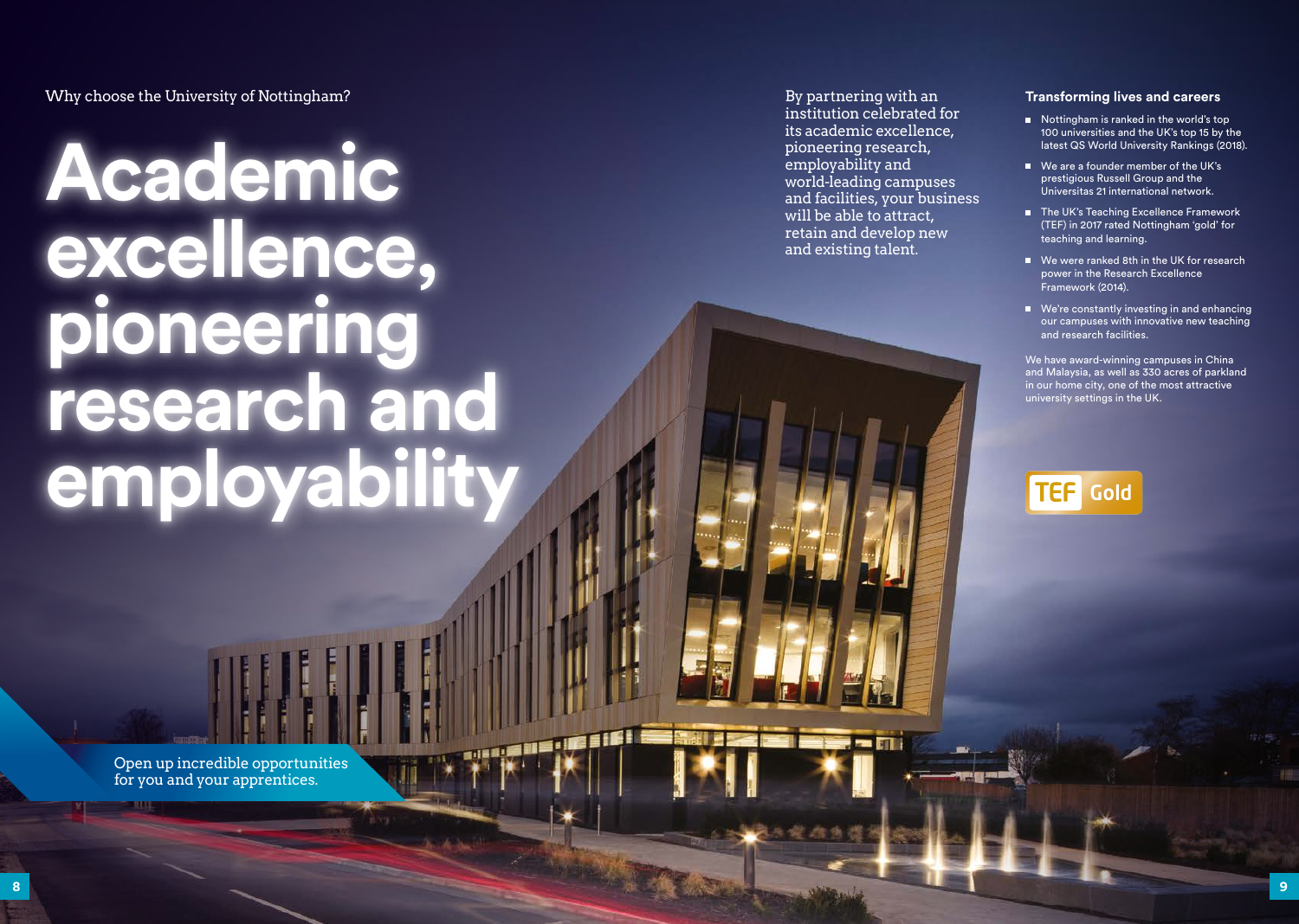Why choose the University of Nottingham?

# Academic excellence, pioneering research and employability

Open up incredible opportunities for you and your apprentices.

By partnering with an institution celebrated for its academic excellence, pioneering research, employability and world-leading campuses and facilities, your business will be able to attract, retain and develop new and existing talent.

### Transforming lives and careers

- Nottingham is ranked in the world's top 100 universities and the UK's top 15 by the latest QS World University Rankings (2018).
- We are a founder member of the UK's prestigious Russell Group and the Universitas 21 international network.
- The UK's Teaching Excellence Framework (TEF) in 2017 rated Nottingham 'gold' for teaching and learning.
- We were ranked 8th in the UK for research power in the Research Excellence Framework (2014).
- We're constantly investing in and enhancing our campuses with innovative new teaching and research facilities.

We have award-winning campuses in China and Malaysia, as well as 330 acres of parkland in our home city, one of the most attractive university settings in the UK.

TEF Gold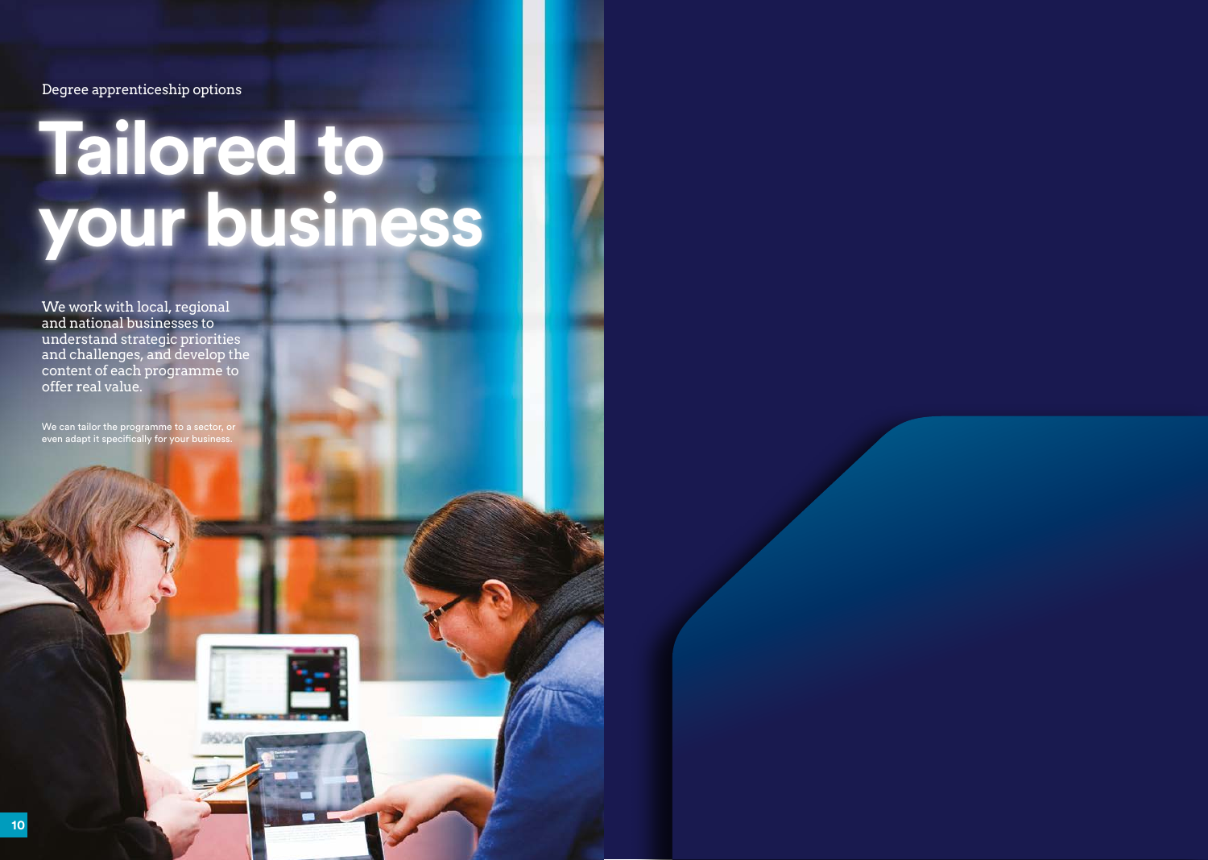Degree apprenticeship options

# Tailored to your business

We work with local, regional and national businesses to understand strategic priorities and challenges, and develop the content of each programme to offer real value.

We can tailor the programme to a sector, or even adapt it specifically for your business.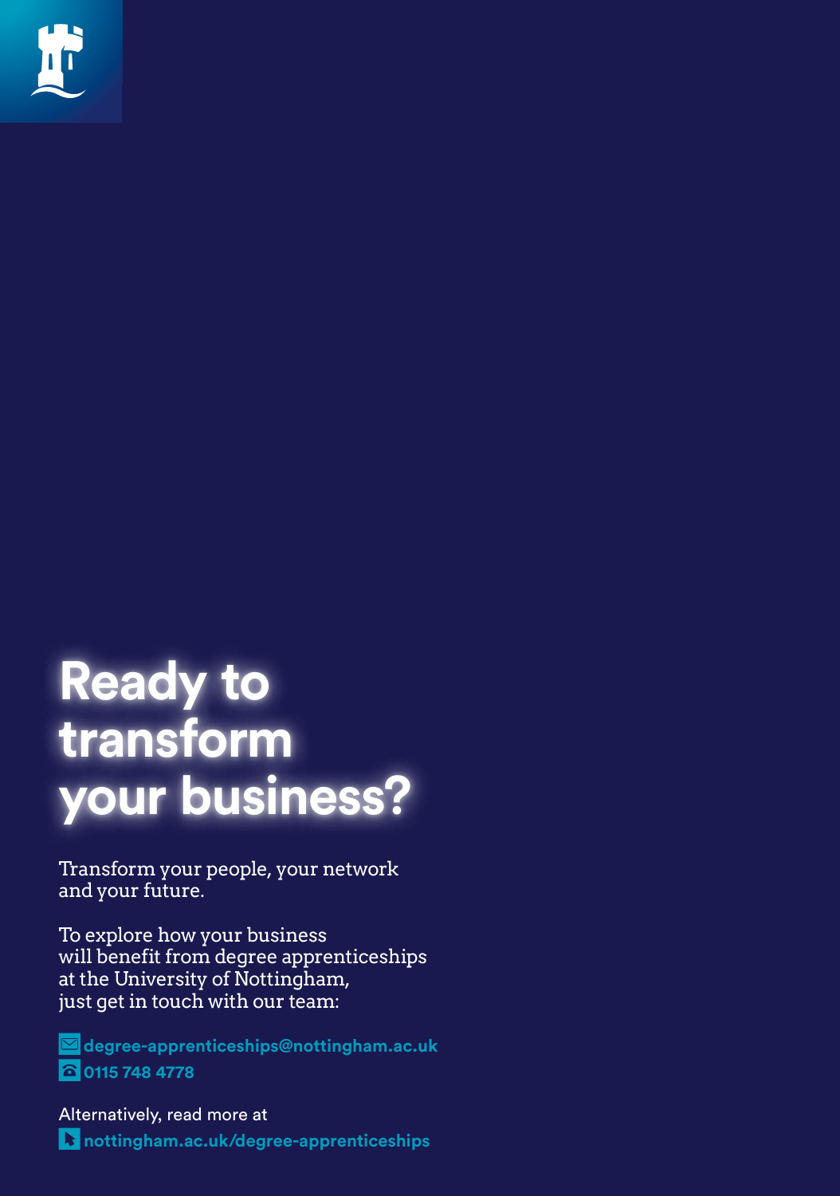# Ready to transform your business?

Transform your people, your network and your future.

To explore how your business will benefit from degree apprenticeships at the University of Nottingham, just get in touch with our team:

**degree-apprenticeships@nottingham.ac.uk**
**0115 748 4778**

Alternatively, read more at
**nottingham.ac.uk/degree-apprenticeships**